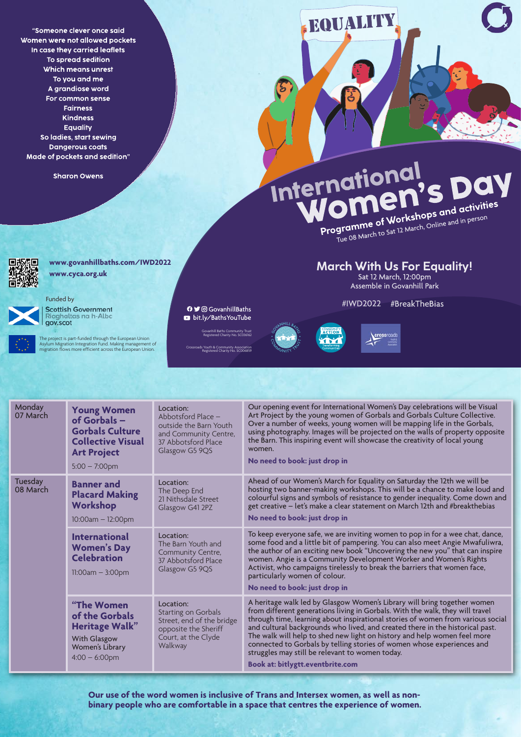"Someone clever once said
Women were not allowed pockets
In case they carried leaflets
To spread sedition
Which means unrest
To you and me
A grandiose word
For common sense
Fairness
Kindness
Equality
So ladies, start sewing
Dangerous coats
Made of pockets and sedition"

Sharon Owens

EQUALITY

# International Women's Day

**Programme of Workshops and activities**
Tue 08 March to Sat 12 March, Online and in person

www.govanhillbaths.com/IWD2022
www.cyca.org.uk

Funded by
Scottish Government
Riaghaltas na h-Alba
gov.scot

The project is part-funded through the European Union Asylum Migration Integration Fund. Making management of migration flows more efficient across the European Union.

GovanhillBaths
bit.ly/BathsYouTube

Govanhill Baths Community Trust Registered Charity No. SC036162

Crossroads Youth & Community Association Registered Charity No. SC006859

## March With Us For Equality!

Sat 12 March, 12:00pm
Assemble in Govanhill Park

#IWD2022 #BreakTheBias

| Day | Event | Location | Details |
| --- | --- | --- | --- |
| Monday 07 March | **Young Women of Gorbals – Gorbals Culture Collective Visual Art Project** 5:00 – 7:00pm | Location: Abbotsford Place – outside the Barn Youth and Community Centre, 37 Abbotsford Place Glasgow G5 9QS | Our opening event for International Women's Day celebrations will be Visual Art Project by the young women of Gorbals and Gorbals Culture Collective. Over a number of weeks, young women will be mapping life in the Gorbals, using photography. Images will be projected on the walls of property opposite the Barn. This inspiring event will showcase the creativity of local young women. **No need to book: just drop in** |
| Tuesday 08 March | **Banner and Placard Making Workshop** 10:00am – 12:00pm | Location: The Deep End 21 Nithsdale Street Glasgow G41 2PZ | Ahead of our Women's March for Equality on Saturday the 12th we will be hosting two banner-making workshops. This will be a chance to make loud and colourful signs and symbols of resistance to gender inequality. Come down and get creative – let's make a clear statement on March 12th and #breakthebias **No need to book: just drop in** |
| | **International Women's Day Celebration** 11:00am – 3:00pm | Location: The Barn Youth and Community Centre, 37 Abbotsford Place Glasgow G5 9QS | To keep everyone safe, we are inviting women to pop in for a wee chat, dance, some food and a little bit of pampering. You can also meet Angie Mwafuliwra, the author of an exciting new book "Uncovering the new you" that can inspire women. Angie is a Community Development Worker and Women's Rights Activist, who campaigns tirelessly to break the barriers that women face, particularly women of colour. **No need to book: just drop in** |
| | **"The Women of the Gorbals Heritage Walk"** With Glasgow Women's Library 4:00 – 6:00pm | Location: Starting on Gorbals Street, end of the bridge opposite the Sheriff Court, at the Clyde Walkway | A heritage walk led by Glasgow Women's Library will bring together women from different generations living in Gorbals. With the walk, they will travel through time, learning about inspirational stories of women from various social and cultural backgrounds who lived, and created there in the historical past. The walk will help to shed new light on history and help women feel more connected to Gorbals by telling stories of women whose experiences and struggles may still be relevant to women today. **Book at: bitlygtt.eventbrite.com** |

**Our use of the word women is inclusive of Trans and Intersex women, as well as non-binary people who are comfortable in a space that centres the experience of women.**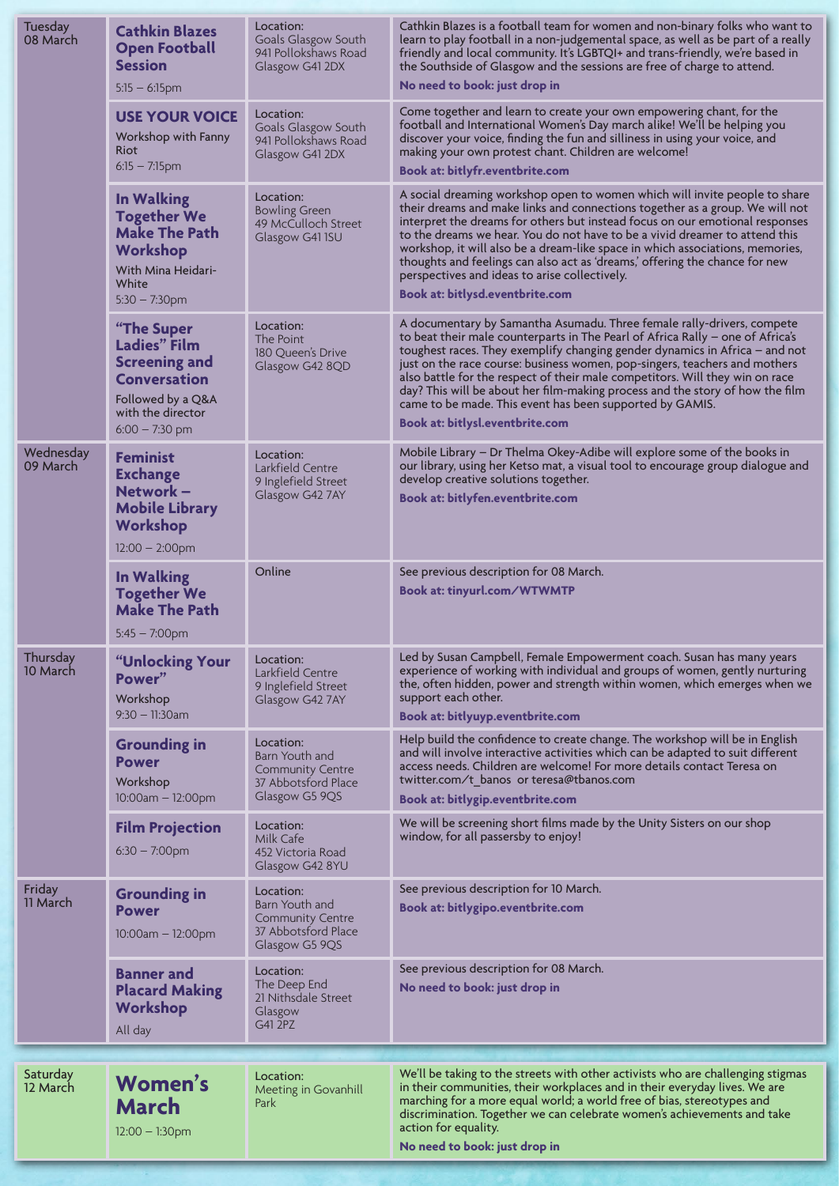| | | | |
|---|---|---|---|
| Tuesday 08 March | **Cathkin Blazes Open Football Session**<br>5:15 – 6:15pm | Location:<br>Goals Glasgow South<br>941 Pollokshaws Road<br>Glasgow G41 2DX | Cathkin Blazes is a football team for women and non-binary folks who want to learn to play football in a non-judgemental space, as well as be part of a really friendly and local community. It's LGBTQI+ and trans-friendly, we're based in the Southside of Glasgow and the sessions are free of charge to attend.<br>**No need to book: just drop in** |
| | **USE YOUR VOICE**<br>Workshop with Fanny Riot<br>6:15 – 7:15pm | Location:<br>Goals Glasgow South<br>941 Pollokshaws Road<br>Glasgow G41 2DX | Come together and learn to create your own empowering chant, for the football and International Women's Day march alike! We'll be helping you discover your voice, finding the fun and silliness in using your voice, and making your own protest chant. Children are welcome!<br>**Book at: bitlyfr.eventbrite.com** |
| | **In Walking Together We Make The Path Workshop**<br>With Mina Heidari-White<br>5:30 – 7:30pm | Location:<br>Bowling Green<br>49 McCulloch Street<br>Glasgow G41 1SU | A social dreaming workshop open to women which will invite people to share their dreams and make links and connections together as a group. We will not interpret the dreams for others but instead focus on our emotional responses to the dreams we hear. You do not have to be a vivid dreamer to attend this workshop, it will also be a dream-like space in which associations, memories, thoughts and feelings can also act as 'dreams,' offering the chance for new perspectives and ideas to arise collectively.<br>**Book at: bitlysd.eventbrite.com** |
| | **"The Super Ladies" Film Screening and Conversation**<br>Followed by a Q&A with the director<br>6:00 – 7:30 pm | Location:<br>The Point<br>180 Queen's Drive<br>Glasgow G42 8QD | A documentary by Samantha Asumadu. Three female rally-drivers, compete to beat their male counterparts in The Pearl of Africa Rally – one of Africa's toughest races. They exemplify changing gender dynamics in Africa – and not just on the race course: business women, pop-singers, teachers and mothers also battle for the respect of their male competitors. Will they win on race day? This will be about her film-making process and the story of how the film came to be made. This event has been supported by GAMIS.<br>**Book at: bitlysl.eventbrite.com** |
| Wednesday 09 March | **Feminist Exchange Network – Mobile Library Workshop**<br>12:00 – 2:00pm | Location:<br>Larkfield Centre<br>9 Inglefield Street<br>Glasgow G42 7AY | Mobile Library – Dr Thelma Okey-Adibe will explore some of the books in our library, using her Ketso mat, a visual tool to encourage group dialogue and develop creative solutions together.<br>**Book at: bitlyfen.eventbrite.com** |
| | **In Walking Together We Make The Path**<br>5:45 – 7:00pm | Online | See previous description for 08 March.<br>**Book at: tinyurl.com/WTWMTP** |
| Thursday 10 March | **"Unlocking Your Power"**<br>Workshop<br>9:30 – 11:30am | Location:<br>Larkfield Centre<br>9 Inglefield Street<br>Glasgow G42 7AY | Led by Susan Campbell, Female Empowerment coach. Susan has many years experience of working with individual and groups of women, gently nurturing the, often hidden, power and strength within women, which emerges when we support each other.<br>**Book at: bitlyuyp.eventbrite.com** |
| | **Grounding in Power**<br>Workshop<br>10:00am – 12:00pm | Location:<br>Barn Youth and Community Centre<br>37 Abbotsford Place<br>Glasgow G5 9QS | Help build the confidence to create change. The workshop will be in English and will involve interactive activities which can be adapted to suit different access needs. Children are welcome! For more details contact Teresa on twitter.com/t_banos or teresa@tbanos.com<br>**Book at: bitlygip.eventbrite.com** |
| | **Film Projection**<br>6:30 – 7:00pm | Location:<br>Milk Cafe<br>452 Victoria Road<br>Glasgow G42 8YU | We will be screening short films made by the Unity Sisters on our shop window, for all passersby to enjoy! |
| Friday 11 March | **Grounding in Power**<br>10:00am – 12:00pm | Location:<br>Barn Youth and Community Centre<br>37 Abbotsford Place<br>Glasgow G5 9QS | See previous description for 10 March.<br>**Book at: bitlygipo.eventbrite.com** |
| | **Banner and Placard Making Workshop**<br>All day | Location:<br>The Deep End<br>21 Nithsdale Street<br>Glasgow<br>G41 2PZ | See previous description for 08 March.<br>**No need to book: just drop in** |
| Saturday 12 March | **Women's March**<br>12:00 – 1:30pm | Location:<br>Meeting in Govanhill Park | We'll be taking to the streets with other activists who are challenging stigmas in their communities, their workplaces and in their everyday lives. We are marching for a more equal world; a world free of bias, stereotypes and discrimination. Together we can celebrate women's achievements and take action for equality.<br>**No need to book: just drop in** |